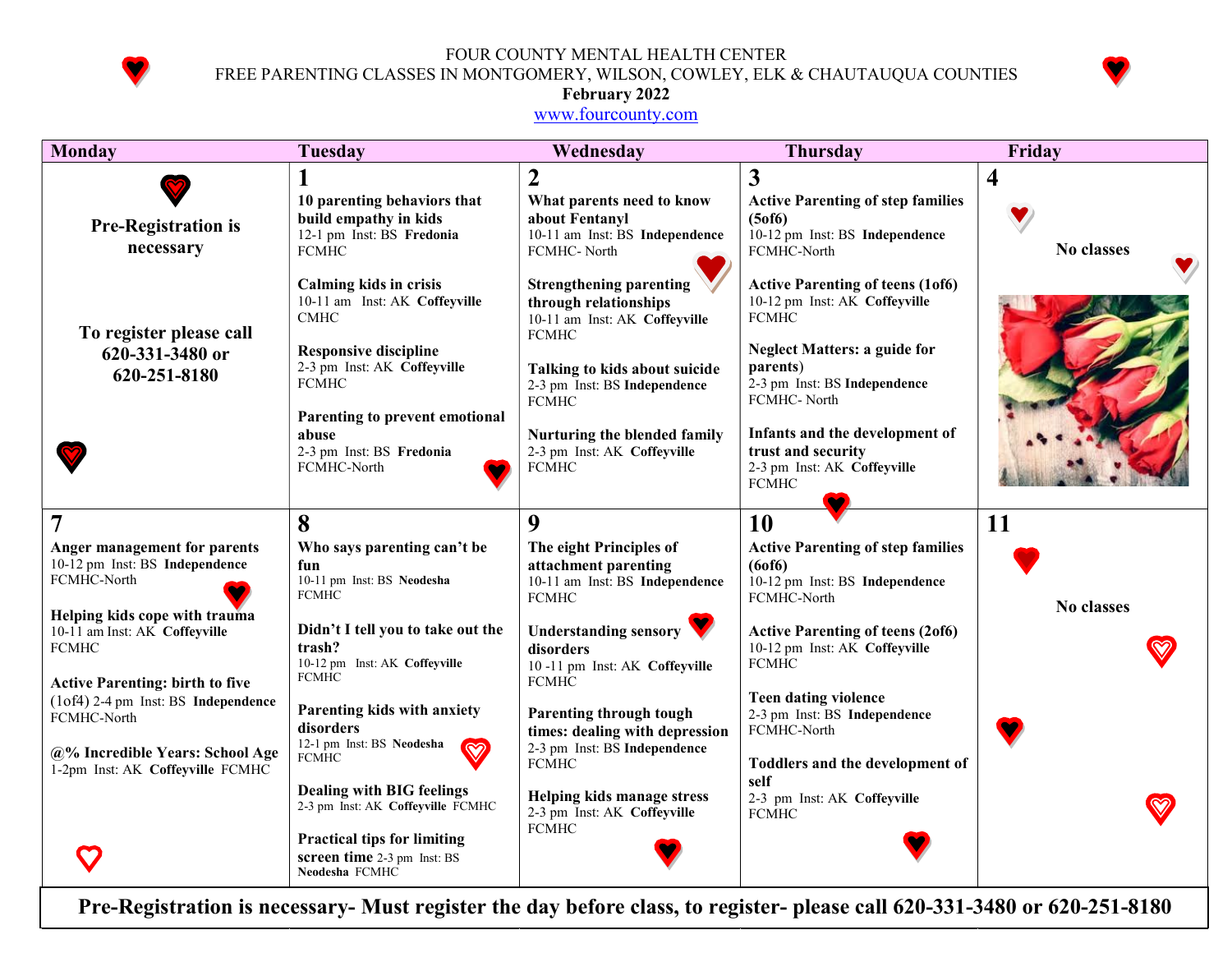FOUR COUNTY MENTAL HEALTH CENTER

FREE PARENTING CLASSES IN MONTGOMERY, WILSON, COWLEY, ELK & CHAUTAUQUA COUNTIES

**February 2022**

www.fourcounty.com

| Monday | Tuesday | Wednesday | Thursday | Friday |
|---|---|---|---|---|
| **Pre-Registration is necessary**<br><br>**To register please call 620-331-3480 or 620-251-8180** | **1**<br>**10 parenting behaviors that build empathy in kids**<br>12-1 pm Inst: BS **Fredonia** FCMHC<br><br>**Calming kids in crisis**<br>10-11 am Inst: AK **Coffeyville** CMHC<br><br>**Responsive discipline**<br>2-3 pm Inst: AK **Coffeyville** FCMHC<br><br>**Parenting to prevent emotional abuse**<br>2-3 pm Inst: BS **Fredonia** FCMHC-North | **2**<br>**What parents need to know about Fentanyl**<br>10-11 am Inst: BS **Independence** FCMHC- North<br><br>**Strengthening parenting through relationships**<br>10-11 am Inst: AK **Coffeyville** FCMHC<br><br>**Talking to kids about suicide**<br>2-3 pm Inst: BS **Independence** FCMHC<br><br>**Nurturing the blended family**<br>2-3 pm Inst: AK **Coffeyville** FCMHC | **3**<br>**Active Parenting of step families (5of6)**<br>10-12 pm Inst: BS **Independence** FCMHC-North<br><br>**Active Parenting of teens (1of6)**<br>10-12 pm Inst: AK **Coffeyville** FCMHC<br><br>**Neglect Matters: a guide for parents)**<br>2-3 pm Inst: BS **Independence** FCMHC- North<br><br>**Infants and the development of trust and security**<br>2-3 pm Inst: AK **Coffeyville** FCMHC | **4**<br>**No classes** |
| **7**<br>**Anger management for parents**<br>10-12 pm Inst: BS **Independence** FCMHC-North<br><br>**Helping kids cope with trauma**<br>10-11 am Inst: AK **Coffeyville** FCMHC<br><br>**Active Parenting: birth to five** (1of4) 2-4 pm Inst: BS **Independence** FCMHC-North<br><br>**@% Incredible Years: School Age**<br>1-2pm Inst: AK **Coffeyville** FCMHC | **8**<br>**Who says parenting can't be fun**<br>10-11 pm Inst: BS **Neodesha** FCMHC<br><br>**Didn't I tell you to take out the trash?**<br>10-12 pm Inst: AK **Coffeyville** FCMHC<br><br>**Parenting kids with anxiety disorders**<br>12-1 pm Inst: BS **Neodesha** FCMHC<br><br>**Dealing with BIG feelings**<br>2-3 pm Inst: AK **Coffeyville** FCMHC<br><br>**Practical tips for limiting screen time** 2-3 pm Inst: BS **Neodesha** FCMHC | **9**<br>**The eight Principles of attachment parenting**<br>10-11 am Inst: BS **Independence** FCMHC<br><br>**Understanding sensory disorders**<br>10 -11 pm Inst: AK **Coffeyville** FCMHC<br><br>**Parenting through tough times: dealing with depression**<br>2-3 pm Inst: BS **Independence** FCMHC<br><br>**Helping kids manage stress**<br>2-3 pm Inst: AK **Coffeyville** FCMHC | **10**<br>**Active Parenting of step families (6of6)**<br>10-12 pm Inst: BS **Independence** FCMHC-North<br><br>**Active Parenting of teens (2of6)**<br>10-12 pm Inst: AK **Coffeyville** FCMHC<br><br>**Teen dating violence**<br>2-3 pm Inst: BS **Independence** FCMHC-North<br><br>**Toddlers and the development of self**<br>2-3 pm Inst: AK **Coffeyville** FCMHC | **11**<br>**No classes** |

**Pre-Registration is necessary- Must register the day before class, to register- please call 620-331-3480 or 620-251-8180**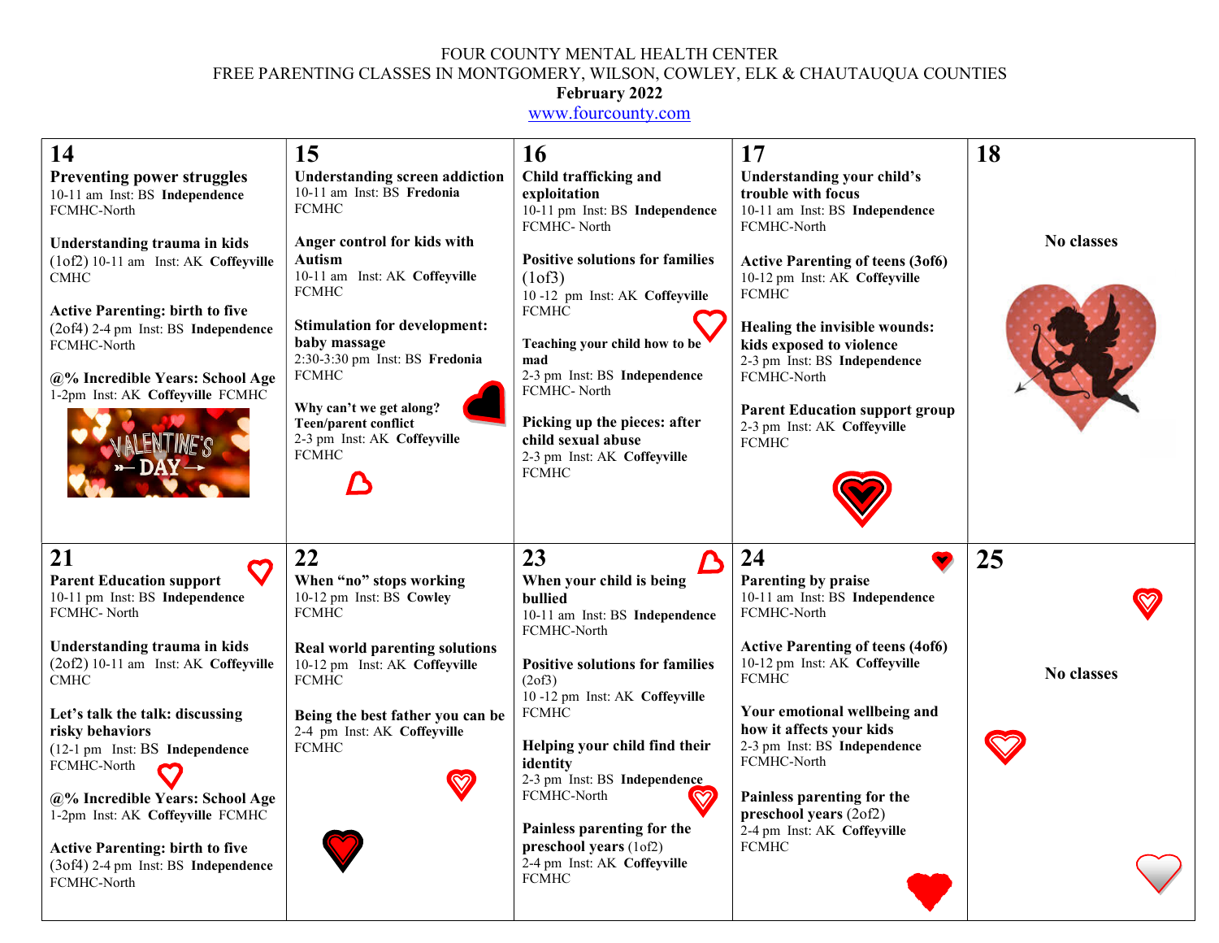FOUR COUNTY MENTAL HEALTH CENTER
FREE PARENTING CLASSES IN MONTGOMERY, WILSON, COWLEY, ELK & CHAUTAUQUA COUNTIES
**February 2022**
www.fourcounty.com

| 14 | 15 | 16 | 17 | 18 |
|---|---|---|---|---|
| **Preventing power struggles** 10-11 am Inst: BS **Independence** FCMHC-North<br><br>**Understanding trauma in kids** (1of2) 10-11 am Inst: AK **Coffeyville** CMHC<br><br>**Active Parenting: birth to five** (2of4) 2-4 pm Inst: BS **Independence** FCMHC-North<br><br>**@% Incredible Years: School Age** 1-2pm Inst: AK **Coffeyville** FCMHC | **Understanding screen addiction** 10-11 am Inst: BS **Fredonia** FCMHC<br><br>**Anger control for kids with Autism** 10-11 am Inst: AK **Coffeyville** FCMHC<br><br>**Stimulation for development: baby massage** 2:30-3:30 pm Inst: BS **Fredonia** FCMHC<br><br>**Why can't we get along? Teen/parent conflict** 2-3 pm Inst: AK **Coffeyville** FCMHC | **Child trafficking and exploitation** 10-11 pm Inst: BS **Independence** FCMHC- North<br><br>**Positive solutions for families** (1of3) 10 -12 pm Inst: AK **Coffeyville** FCMHC<br><br>**Teaching your child how to be mad** 2-3 pm Inst: BS **Independence** FCMHC- North<br><br>**Picking up the pieces: after child sexual abuse** 2-3 pm Inst: AK **Coffeyville** FCMHC | **Understanding your child's trouble with focus** 10-11 am Inst: BS **Independence** FCMHC-North<br><br>**Active Parenting of teens (3of6)** 10-12 pm Inst: AK **Coffeyville** FCMHC<br><br>**Healing the invisible wounds: kids exposed to violence** 2-3 pm Inst: BS **Independence** FCMHC-North<br><br>**Parent Education support group** 2-3 pm Inst: AK **Coffeyville** FCMHC | **No classes** |

| 21 | 22 | 23 | 24 | 25 |
|---|---|---|---|---|
| **Parent Education support** 10-11 pm Inst: BS **Independence** FCMHC- North<br><br>**Understanding trauma in kids** (2of2) 10-11 am Inst: AK **Coffeyville** CMHC<br><br>**Let's talk the talk: discussing risky behaviors** (12-1 pm Inst: BS **Independence** FCMHC-North<br><br>**@% Incredible Years: School Age** 1-2pm Inst: AK **Coffeyville** FCMHC<br><br>**Active Parenting: birth to five** (3of4) 2-4 pm Inst: BS **Independence** FCMHC-North | **When "no" stops working** 10-12 pm Inst: BS **Cowley** FCMHC<br><br>**Real world parenting solutions** 10-12 pm Inst: AK **Coffeyville** FCMHC<br><br>**Being the best father you can be** 2-4 pm Inst: AK **Coffeyville** FCMHC | **When your child is being bullied** 10-11 am Inst: BS **Independence** FCMHC-North<br><br>**Positive solutions for families** (2of3) 10 -12 pm Inst: AK **Coffeyville** FCMHC<br><br>**Helping your child find their identity** 2-3 pm Inst: BS **Independence** FCMHC-North<br><br>**Painless parenting for the preschool years** (1of2) 2-4 pm Inst: AK **Coffeyville** FCMHC | **Parenting by praise** 10-11 am Inst: BS **Independence** FCMHC-North<br><br>**Active Parenting of teens (4of6)** 10-12 pm Inst: AK **Coffeyville** FCMHC<br><br>**Your emotional wellbeing and how it affects your kids** 2-3 pm Inst: BS **Independence** FCMHC-North<br><br>**Painless parenting for the preschool years** (2of2) 2-4 pm Inst: AK **Coffeyville** FCMHC | **No classes** |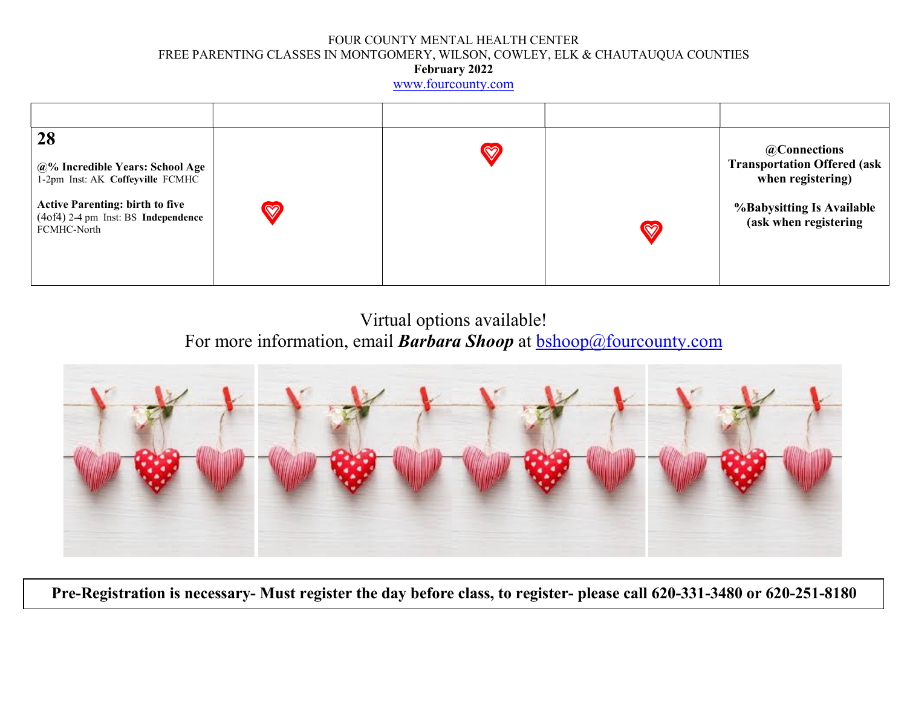FOUR COUNTY MENTAL HEALTH CENTER
FREE PARENTING CLASSES IN MONTGOMERY, WILSON, COWLEY, ELK & CHAUTAUQUA COUNTIES
**February 2022**
www.fourcounty.com

| | | | | |
|---|---|---|---|---|
| **28**<br><br>**@% Incredible Years: School Age** 1-2pm Inst: AK **Coffeyville** FCMHC<br><br>**Active Parenting: birth to five** (4of4) 2-4 pm Inst: BS **Independence** FCMHC-North | | | | **@Connections Transportation Offered (ask when registering)**<br><br>**%Babysitting Is Available (ask when registering** |

Virtual options available!
For more information, email ***Barbara Shoop*** at bshoop@fourcounty.com

**Pre-Registration is necessary- Must register the day before class, to register- please call 620-331-3480 or 620-251-8180**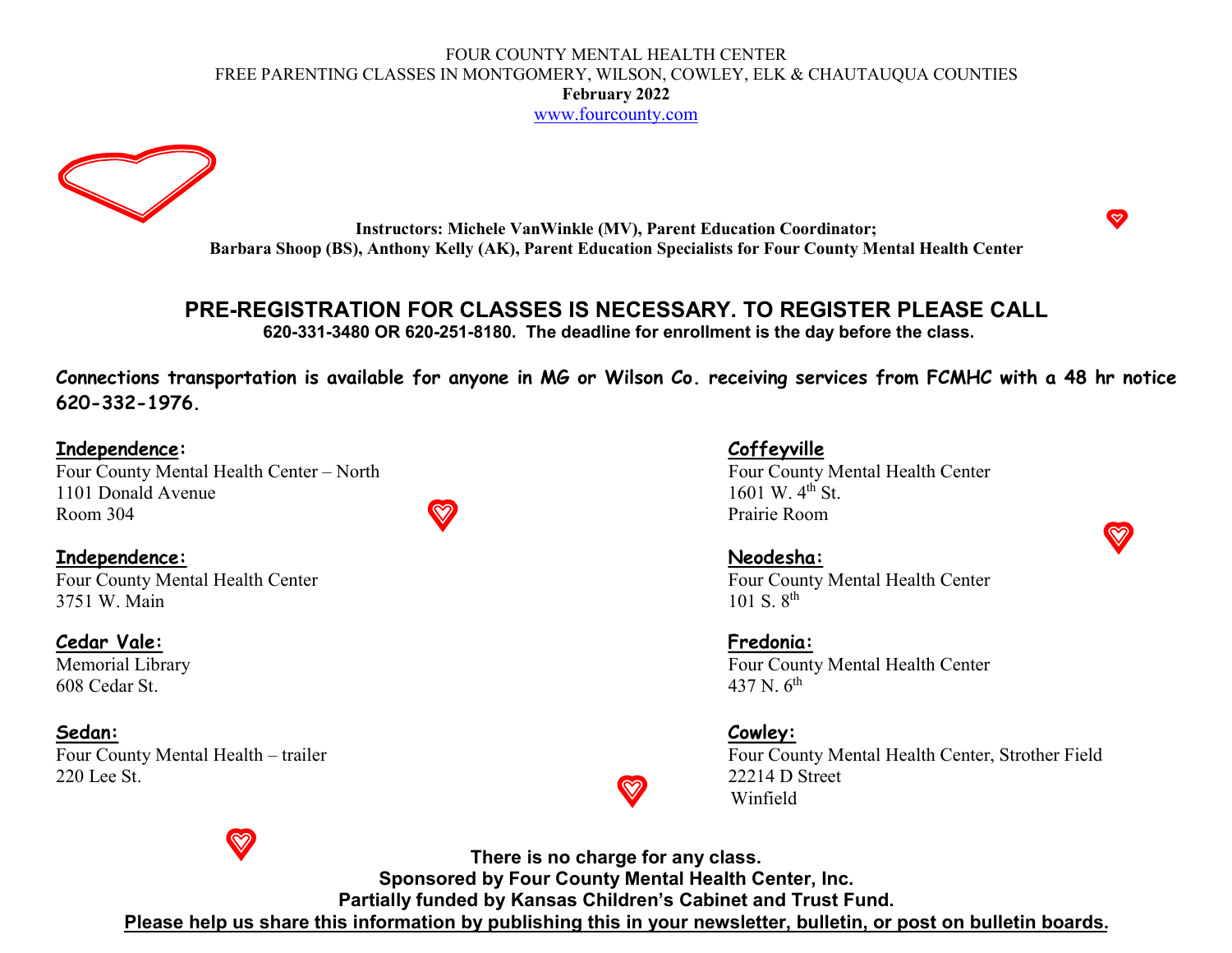FOUR COUNTY MENTAL HEALTH CENTER
FREE PARENTING CLASSES IN MONTGOMERY, WILSON, COWLEY, ELK & CHAUTAUQUA COUNTIES
**February 2022**
www.fourcounty.com

**Instructors: Michele VanWinkle (MV), Parent Education Coordinator;**
**Barbara Shoop (BS), Anthony Kelly (AK), Parent Education Specialists for Four County Mental Health Center**

## PRE-REGISTRATION FOR CLASSES IS NECESSARY. TO REGISTER PLEASE CALL

**620-331-3480 OR 620-251-8180. The deadline for enrollment is the day before the class.**

**Connections transportation is available for anyone in MG or Wilson Co. receiving services from FCMHC with a 48 hr notice 620-332-1976.**

**Independence:**
Four County Mental Health Center – North
1101 Donald Avenue
Room 304

**Independence:**
Four County Mental Health Center
3751 W. Main

**Cedar Vale:**
Memorial Library
608 Cedar St.

**Sedan:**
Four County Mental Health – trailer
220 Lee St.

**Coffeyville**
Four County Mental Health Center
1601 W. 4th St.
Prairie Room

**Neodesha:**
Four County Mental Health Center
101 S. 8th

**Fredonia:**
Four County Mental Health Center
437 N. 6th

**Cowley:**
Four County Mental Health Center, Strother Field
22214 D Street
Winfield

**There is no charge for any class.**
**Sponsored by Four County Mental Health Center, Inc.**
**Partially funded by Kansas Children's Cabinet and Trust Fund.**
**Please help us share this information by publishing this in your newsletter, bulletin, or post on bulletin boards.**